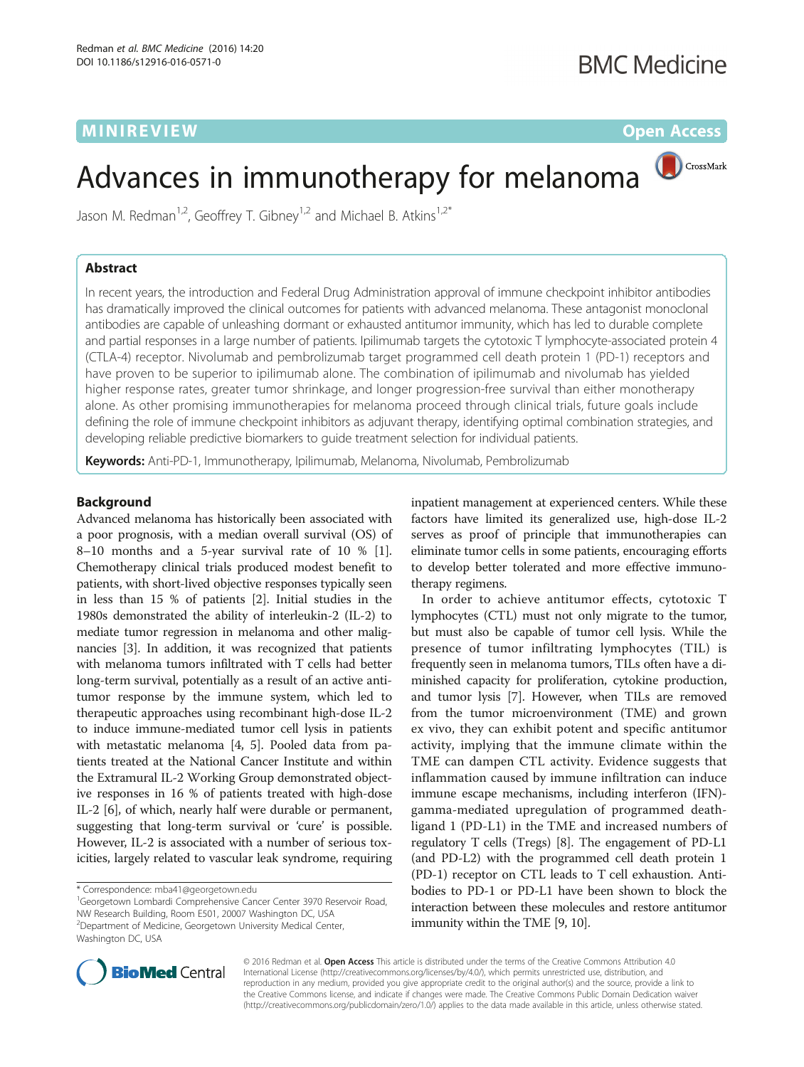MINIREVIEW **Open Access**

# Advances in immunotherapy for melanoma

Jason M. Redman[1,2], Geoffrey T. Gibney[1,2] and Michael B. Atkins[1,2*]

## Abstract

In recent years, the introduction and Federal Drug Administration approval of immune checkpoint inhibitor antibodies has dramatically improved the clinical outcomes for patients with advanced melanoma. These antagonist monoclonal antibodies are capable of unleashing dormant or exhausted antitumor immunity, which has led to durable complete and partial responses in a large number of patients. Ipilimumab targets the cytotoxic T lymphocyte-associated protein 4 (CTLA-4) receptor. Nivolumab and pembrolizumab target programmed cell death protein 1 (PD-1) receptors and have proven to be superior to ipilimumab alone. The combination of ipilimumab and nivolumab has yielded higher response rates, greater tumor shrinkage, and longer progression-free survival than either monotherapy alone. As other promising immunotherapies for melanoma proceed through clinical trials, future goals include defining the role of immune checkpoint inhibitors as adjuvant therapy, identifying optimal combination strategies, and developing reliable predictive biomarkers to guide treatment selection for individual patients.

**Keywords:** Anti-PD-1, Immunotherapy, Ipilimumab, Melanoma, Nivolumab, Pembrolizumab

## Background

Advanced melanoma has historically been associated with a poor prognosis, with a median overall survival (OS) of 8–10 months and a 5-year survival rate of 10 % [1]. Chemotherapy clinical trials produced modest benefit to patients, with short-lived objective responses typically seen in less than 15 % of patients [2]. Initial studies in the 1980s demonstrated the ability of interleukin-2 (IL-2) to mediate tumor regression in melanoma and other malignancies [3]. In addition, it was recognized that patients with melanoma tumors infiltrated with T cells had better long-term survival, potentially as a result of an active antitumor response by the immune system, which led to therapeutic approaches using recombinant high-dose IL-2 to induce immune-mediated tumor cell lysis in patients with metastatic melanoma [4, 5]. Pooled data from patients treated at the National Cancer Institute and within the Extramural IL-2 Working Group demonstrated objective responses in 16 % of patients treated with high-dose IL-2 [6], of which, nearly half were durable or permanent, suggesting that long-term survival or 'cure' is possible. However, IL-2 is associated with a number of serious toxicities, largely related to vascular leak syndrome, requiring inpatient management at experienced centers. While these factors have limited its generalized use, high-dose IL-2 serves as proof of principle that immunotherapies can eliminate tumor cells in some patients, encouraging efforts to develop better tolerated and more effective immunotherapy regimens.

In order to achieve antitumor effects, cytotoxic T lymphocytes (CTL) must not only migrate to the tumor, but must also be capable of tumor cell lysis. While the presence of tumor infiltrating lymphocytes (TIL) is frequently seen in melanoma tumors, TILs often have a diminished capacity for proliferation, cytokine production, and tumor lysis [7]. However, when TILs are removed from the tumor microenvironment (TME) and grown ex vivo, they can exhibit potent and specific antitumor activity, implying that the immune climate within the TME can dampen CTL activity. Evidence suggests that inflammation caused by immune infiltration can induce immune escape mechanisms, including interferon (IFN)-gamma-mediated upregulation of programmed death-ligand 1 (PD-L1) in the TME and increased numbers of regulatory T cells (Tregs) [8]. The engagement of PD-L1 (and PD-L2) with the programmed cell death protein 1 (PD-1) receptor on CTL leads to T cell exhaustion. Antibodies to PD-1 or PD-L1 have been shown to block the interaction between these molecules and restore antitumor immunity within the TME [9, 10].

\* Correspondence: mba41@georgetown.edu
[1]Georgetown Lombardi Comprehensive Cancer Center 3970 Reservoir Road, NW Research Building, Room E501, 20007 Washington DC, USA
[2]Department of Medicine, Georgetown University Medical Center, Washington DC, USA

© 2016 Redman et al. **Open Access** This article is distributed under the terms of the Creative Commons Attribution 4.0 International License (http://creativecommons.org/licenses/by/4.0/), which permits unrestricted use, distribution, and reproduction in any medium, provided you give appropriate credit to the original author(s) and the source, provide a link to the Creative Commons license, and indicate if changes were made. The Creative Commons Public Domain Dedication waiver (http://creativecommons.org/publicdomain/zero/1.0/) applies to the data made available in this article, unless otherwise stated.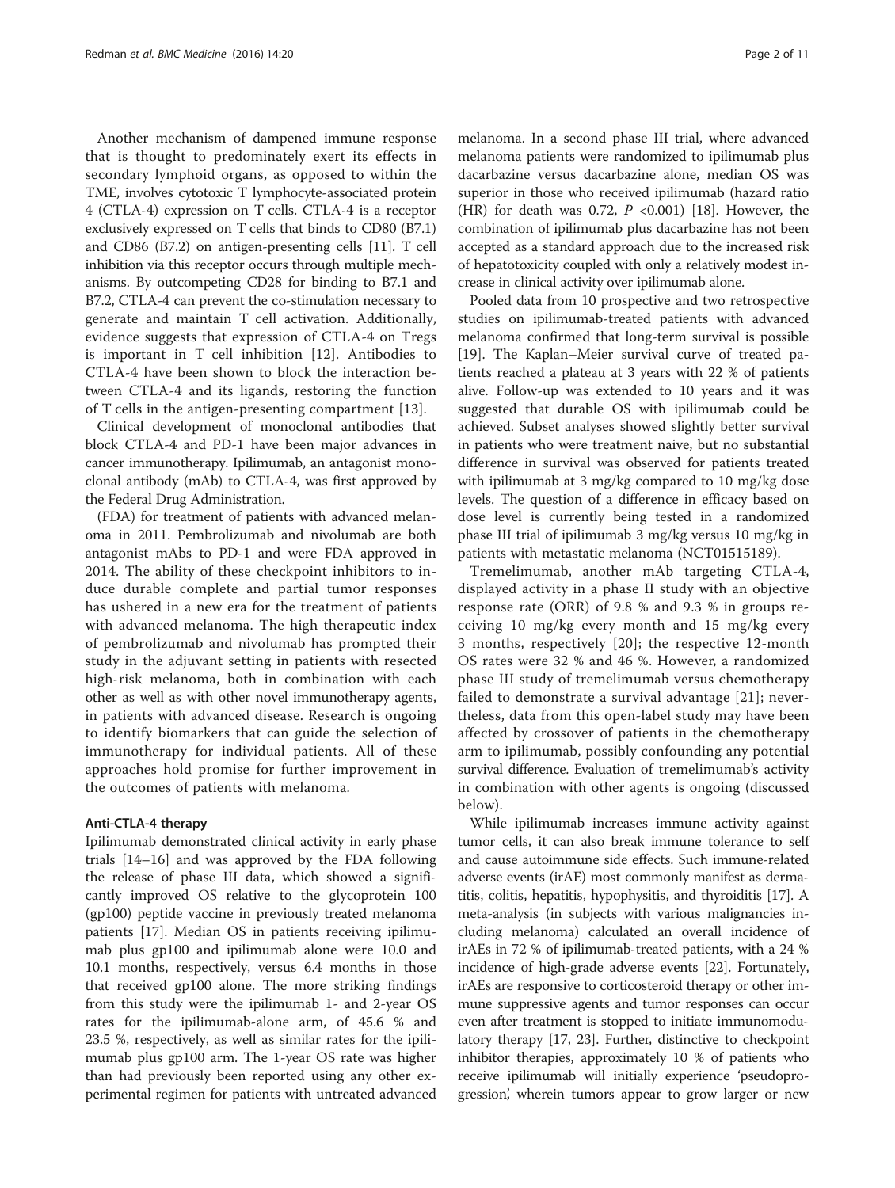Another mechanism of dampened immune response that is thought to predominately exert its effects in secondary lymphoid organs, as opposed to within the TME, involves cytotoxic T lymphocyte-associated protein 4 (CTLA-4) expression on T cells. CTLA-4 is a receptor exclusively expressed on T cells that binds to CD80 (B7.1) and CD86 (B7.2) on antigen-presenting cells [11]. T cell inhibition via this receptor occurs through multiple mechanisms. By outcompeting CD28 for binding to B7.1 and B7.2, CTLA-4 can prevent the co-stimulation necessary to generate and maintain T cell activation. Additionally, evidence suggests that expression of CTLA-4 on Tregs is important in T cell inhibition [12]. Antibodies to CTLA-4 have been shown to block the interaction between CTLA-4 and its ligands, restoring the function of T cells in the antigen-presenting compartment [13].

Clinical development of monoclonal antibodies that block CTLA-4 and PD-1 have been major advances in cancer immunotherapy. Ipilimumab, an antagonist monoclonal antibody (mAb) to CTLA-4, was first approved by the Federal Drug Administration.

(FDA) for treatment of patients with advanced melanoma in 2011. Pembrolizumab and nivolumab are both antagonist mAbs to PD-1 and were FDA approved in 2014. The ability of these checkpoint inhibitors to induce durable complete and partial tumor responses has ushered in a new era for the treatment of patients with advanced melanoma. The high therapeutic index of pembrolizumab and nivolumab has prompted their study in the adjuvant setting in patients with resected high-risk melanoma, both in combination with each other as well as with other novel immunotherapy agents, in patients with advanced disease. Research is ongoing to identify biomarkers that can guide the selection of immunotherapy for individual patients. All of these approaches hold promise for further improvement in the outcomes of patients with melanoma.

## Anti-CTLA-4 therapy

Ipilimumab demonstrated clinical activity in early phase trials [14–16] and was approved by the FDA following the release of phase III data, which showed a significantly improved OS relative to the glycoprotein 100 (gp100) peptide vaccine in previously treated melanoma patients [17]. Median OS in patients receiving ipilimumab plus gp100 and ipilimumab alone were 10.0 and 10.1 months, respectively, versus 6.4 months in those that received gp100 alone. The more striking findings from this study were the ipilimumab 1- and 2-year OS rates for the ipilimumab-alone arm, of 45.6 % and 23.5 %, respectively, as well as similar rates for the ipilimumab plus gp100 arm. The 1-year OS rate was higher than had previously been reported using any other experimental regimen for patients with untreated advanced melanoma. In a second phase III trial, where advanced melanoma patients were randomized to ipilimumab plus dacarbazine versus dacarbazine alone, median OS was superior in those who received ipilimumab (hazard ratio (HR) for death was 0.72, $P$ <0.001) [18]. However, the combination of ipilimumab plus dacarbazine has not been accepted as a standard approach due to the increased risk of hepatotoxicity coupled with only a relatively modest increase in clinical activity over ipilimumab alone.

Pooled data from 10 prospective and two retrospective studies on ipilimumab-treated patients with advanced melanoma confirmed that long-term survival is possible [19]. The Kaplan–Meier survival curve of treated patients reached a plateau at 3 years with 22 % of patients alive. Follow-up was extended to 10 years and it was suggested that durable OS with ipilimumab could be achieved. Subset analyses showed slightly better survival in patients who were treatment naive, but no substantial difference in survival was observed for patients treated with ipilimumab at 3 mg/kg compared to 10 mg/kg dose levels. The question of a difference in efficacy based on dose level is currently being tested in a randomized phase III trial of ipilimumab 3 mg/kg versus 10 mg/kg in patients with metastatic melanoma (NCT01515189).

Tremelimumab, another mAb targeting CTLA-4, displayed activity in a phase II study with an objective response rate (ORR) of 9.8 % and 9.3 % in groups receiving 10 mg/kg every month and 15 mg/kg every 3 months, respectively [20]; the respective 12-month OS rates were 32 % and 46 %. However, a randomized phase III study of tremelimumab versus chemotherapy failed to demonstrate a survival advantage [21]; nevertheless, data from this open-label study may have been affected by crossover of patients in the chemotherapy arm to ipilimumab, possibly confounding any potential survival difference. Evaluation of tremelimumab's activity in combination with other agents is ongoing (discussed below).

While ipilimumab increases immune activity against tumor cells, it can also break immune tolerance to self and cause autoimmune side effects. Such immune-related adverse events (irAE) most commonly manifest as dermatitis, colitis, hepatitis, hypophysitis, and thyroiditis [17]. A meta-analysis (in subjects with various malignancies including melanoma) calculated an overall incidence of irAEs in 72 % of ipilimumab-treated patients, with a 24 % incidence of high-grade adverse events [22]. Fortunately, irAEs are responsive to corticosteroid therapy or other immune suppressive agents and tumor responses can occur even after treatment is stopped to initiate immunomodulatory therapy [17, 23]. Further, distinctive to checkpoint inhibitor therapies, approximately 10 % of patients who receive ipilimumab will initially experience 'pseudoprogression', wherein tumors appear to grow larger or new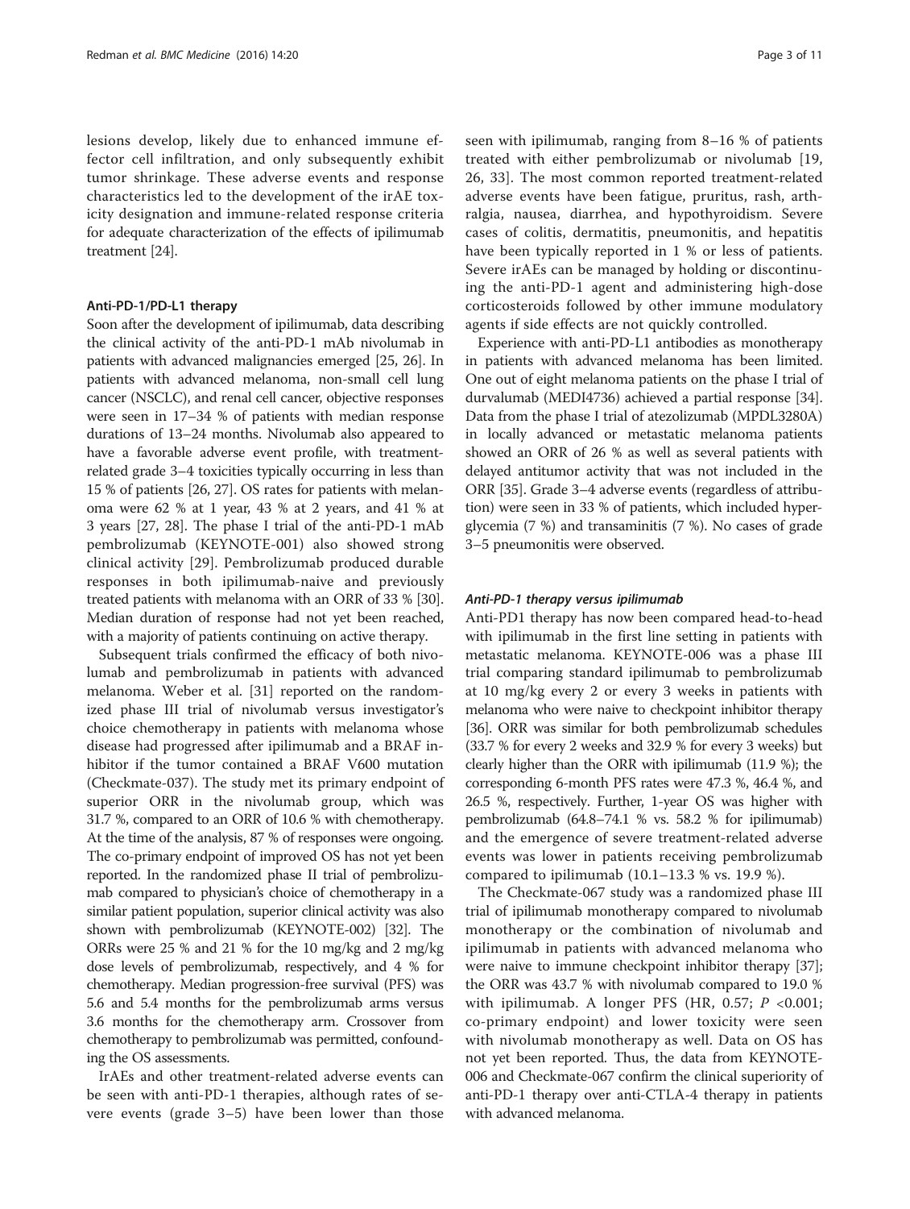lesions develop, likely due to enhanced immune effector cell infiltration, and only subsequently exhibit tumor shrinkage. These adverse events and response characteristics led to the development of the irAE toxicity designation and immune-related response criteria for adequate characterization of the effects of ipilimumab treatment [24].

#### Anti-PD-1/PD-L1 therapy

Soon after the development of ipilimumab, data describing the clinical activity of the anti-PD-1 mAb nivolumab in patients with advanced malignancies emerged [25, 26]. In patients with advanced melanoma, non-small cell lung cancer (NSCLC), and renal cell cancer, objective responses were seen in 17–34 % of patients with median response durations of 13–24 months. Nivolumab also appeared to have a favorable adverse event profile, with treatment-related grade 3–4 toxicities typically occurring in less than 15 % of patients [26, 27]. OS rates for patients with melanoma were 62 % at 1 year, 43 % at 2 years, and 41 % at 3 years [27, 28]. The phase I trial of the anti-PD-1 mAb pembrolizumab (KEYNOTE-001) also showed strong clinical activity [29]. Pembrolizumab produced durable responses in both ipilimumab-naive and previously treated patients with melanoma with an ORR of 33 % [30]. Median duration of response had not yet been reached, with a majority of patients continuing on active therapy.

Subsequent trials confirmed the efficacy of both nivolumab and pembrolizumab in patients with advanced melanoma. Weber et al. [31] reported on the randomized phase III trial of nivolumab versus investigator's choice chemotherapy in patients with melanoma whose disease had progressed after ipilimumab and a BRAF inhibitor if the tumor contained a BRAF V600 mutation (Checkmate-037). The study met its primary endpoint of superior ORR in the nivolumab group, which was 31.7 %, compared to an ORR of 10.6 % with chemotherapy. At the time of the analysis, 87 % of responses were ongoing. The co-primary endpoint of improved OS has not yet been reported. In the randomized phase II trial of pembrolizumab compared to physician's choice of chemotherapy in a similar patient population, superior clinical activity was also shown with pembrolizumab (KEYNOTE-002) [32]. The ORRs were 25 % and 21 % for the 10 mg/kg and 2 mg/kg dose levels of pembrolizumab, respectively, and 4 % for chemotherapy. Median progression-free survival (PFS) was 5.6 and 5.4 months for the pembrolizumab arms versus 3.6 months for the chemotherapy arm. Crossover from chemotherapy to pembrolizumab was permitted, confounding the OS assessments.

IrAEs and other treatment-related adverse events can be seen with anti-PD-1 therapies, although rates of severe events (grade 3–5) have been lower than those seen with ipilimumab, ranging from 8–16 % of patients treated with either pembrolizumab or nivolumab [19, 26, 33]. The most common reported treatment-related adverse events have been fatigue, pruritus, rash, arthralgia, nausea, diarrhea, and hypothyroidism. Severe cases of colitis, dermatitis, pneumonitis, and hepatitis have been typically reported in 1 % or less of patients. Severe irAEs can be managed by holding or discontinuing the anti-PD-1 agent and administering high-dose corticosteroids followed by other immune modulatory agents if side effects are not quickly controlled.

Experience with anti-PD-L1 antibodies as monotherapy in patients with advanced melanoma has been limited. One out of eight melanoma patients on the phase I trial of durvalumab (MEDI4736) achieved a partial response [34]. Data from the phase I trial of atezolizumab (MPDL3280A) in locally advanced or metastatic melanoma patients showed an ORR of 26 % as well as several patients with delayed antitumor activity that was not included in the ORR [35]. Grade 3–4 adverse events (regardless of attribution) were seen in 33 % of patients, which included hyperglycemia (7 %) and transaminitis (7 %). No cases of grade 3–5 pneumonitis were observed.

##### *Anti-PD-1 therapy versus ipilimumab*

Anti-PD1 therapy has now been compared head-to-head with ipilimumab in the first line setting in patients with metastatic melanoma. KEYNOTE-006 was a phase III trial comparing standard ipilimumab to pembrolizumab at 10 mg/kg every 2 or every 3 weeks in patients with melanoma who were naive to checkpoint inhibitor therapy [36]. ORR was similar for both pembrolizumab schedules (33.7 % for every 2 weeks and 32.9 % for every 3 weeks) but clearly higher than the ORR with ipilimumab (11.9 %); the corresponding 6-month PFS rates were 47.3 %, 46.4 %, and 26.5 %, respectively. Further, 1-year OS was higher with pembrolizumab (64.8–74.1 % vs. 58.2 % for ipilimumab) and the emergence of severe treatment-related adverse events was lower in patients receiving pembrolizumab compared to ipilimumab (10.1–13.3 % vs. 19.9 %).

The Checkmate-067 study was a randomized phase III trial of ipilimumab monotherapy compared to nivolumab monotherapy or the combination of nivolumab and ipilimumab in patients with advanced melanoma who were naive to immune checkpoint inhibitor therapy [37]; the ORR was 43.7 % with nivolumab compared to 19.0 % with ipilimumab. A longer PFS (HR, 0.57; $P$ <0.001; co-primary endpoint) and lower toxicity were seen with nivolumab monotherapy as well. Data on OS has not yet been reported. Thus, the data from KEYNOTE-006 and Checkmate-067 confirm the clinical superiority of anti-PD-1 therapy over anti-CTLA-4 therapy in patients with advanced melanoma.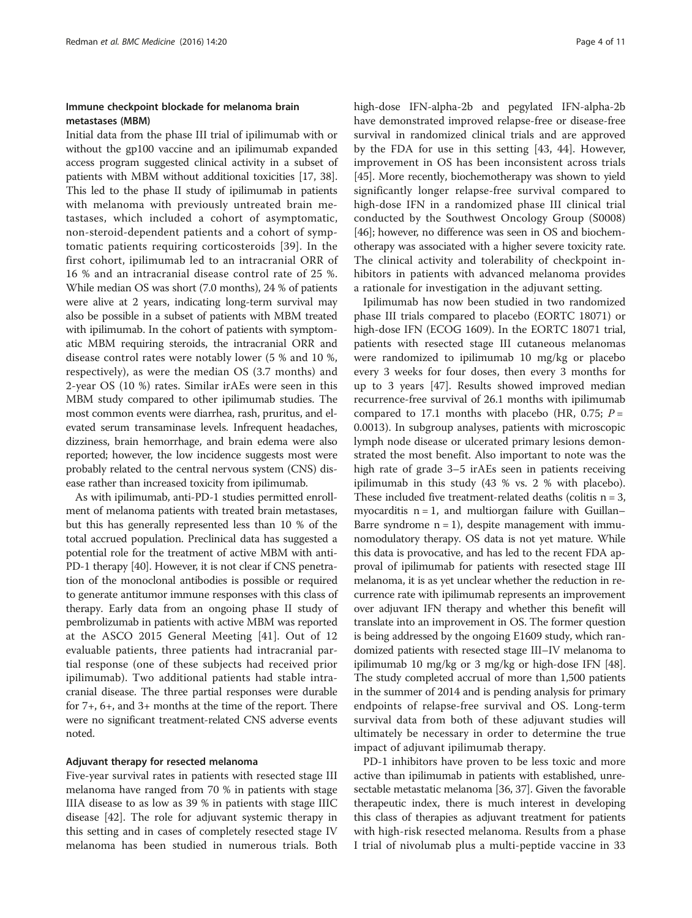### Immune checkpoint blockade for melanoma brain metastases (MBM)

Initial data from the phase III trial of ipilimumab with or without the gp100 vaccine and an ipilimumab expanded access program suggested clinical activity in a subset of patients with MBM without additional toxicities [17, 38]. This led to the phase II study of ipilimumab in patients with melanoma with previously untreated brain metastases, which included a cohort of asymptomatic, non-steroid-dependent patients and a cohort of symptomatic patients requiring corticosteroids [39]. In the first cohort, ipilimumab led to an intracranial ORR of 16 % and an intracranial disease control rate of 25 %. While median OS was short (7.0 months), 24 % of patients were alive at 2 years, indicating long-term survival may also be possible in a subset of patients with MBM treated with ipilimumab. In the cohort of patients with symptomatic MBM requiring steroids, the intracranial ORR and disease control rates were notably lower (5 % and 10 %, respectively), as were the median OS (3.7 months) and 2-year OS (10 %) rates. Similar irAEs were seen in this MBM study compared to other ipilimumab studies. The most common events were diarrhea, rash, pruritus, and elevated serum transaminase levels. Infrequent headaches, dizziness, brain hemorrhage, and brain edema were also reported; however, the low incidence suggests most were probably related to the central nervous system (CNS) disease rather than increased toxicity from ipilimumab.

As with ipilimumab, anti-PD-1 studies permitted enrollment of melanoma patients with treated brain metastases, but this has generally represented less than 10 % of the total accrued population. Preclinical data has suggested a potential role for the treatment of active MBM with anti-PD-1 therapy [40]. However, it is not clear if CNS penetration of the monoclonal antibodies is possible or required to generate antitumor immune responses with this class of therapy. Early data from an ongoing phase II study of pembrolizumab in patients with active MBM was reported at the ASCO 2015 General Meeting [41]. Out of 12 evaluable patients, three patients had intracranial partial response (one of these subjects had received prior ipilimumab). Two additional patients had stable intracranial disease. The three partial responses were durable for 7+, 6+, and 3+ months at the time of the report. There were no significant treatment-related CNS adverse events noted.

### Adjuvant therapy for resected melanoma

Five-year survival rates in patients with resected stage III melanoma have ranged from 70 % in patients with stage IIIA disease to as low as 39 % in patients with stage IIIC disease [42]. The role for adjuvant systemic therapy in this setting and in cases of completely resected stage IV melanoma has been studied in numerous trials. Both high-dose IFN-alpha-2b and pegylated IFN-alpha-2b have demonstrated improved relapse-free or disease-free survival in randomized clinical trials and are approved by the FDA for use in this setting [43, 44]. However, improvement in OS has been inconsistent across trials [45]. More recently, biochemotherapy was shown to yield significantly longer relapse-free survival compared to high-dose IFN in a randomized phase III clinical trial conducted by the Southwest Oncology Group (S0008) [46]; however, no difference was seen in OS and biochemotherapy was associated with a higher severe toxicity rate. The clinical activity and tolerability of checkpoint inhibitors in patients with advanced melanoma provides a rationale for investigation in the adjuvant setting.

Ipilimumab has now been studied in two randomized phase III trials compared to placebo (EORTC 18071) or high-dose IFN (ECOG 1609). In the EORTC 18071 trial, patients with resected stage III cutaneous melanomas were randomized to ipilimumab 10 mg/kg or placebo every 3 weeks for four doses, then every 3 months for up to 3 years [47]. Results showed improved median recurrence-free survival of 26.1 months with ipilimumab compared to 17.1 months with placebo (HR, 0.75; $P = 0.0013$). In subgroup analyses, patients with microscopic lymph node disease or ulcerated primary lesions demonstrated the most benefit. Also important to note was the high rate of grade 3–5 irAEs seen in patients receiving ipilimumab in this study (43 % vs. 2 % with placebo). These included five treatment-related deaths (colitis n = 3, myocarditis n = 1, and multiorgan failure with Guillan–Barre syndrome n = 1), despite management with immunomodulatory therapy. OS data is not yet mature. While this data is provocative, and has led to the recent FDA approval of ipilimumab for patients with resected stage III melanoma, it is as yet unclear whether the reduction in recurrence rate with ipilimumab represents an improvement over adjuvant IFN therapy and whether this benefit will translate into an improvement in OS. The former question is being addressed by the ongoing E1609 study, which randomized patients with resected stage III–IV melanoma to ipilimumab 10 mg/kg or 3 mg/kg or high-dose IFN [48]. The study completed accrual of more than 1,500 patients in the summer of 2014 and is pending analysis for primary endpoints of relapse-free survival and OS. Long-term survival data from both of these adjuvant studies will ultimately be necessary in order to determine the true impact of adjuvant ipilimumab therapy.

PD-1 inhibitors have proven to be less toxic and more active than ipilimumab in patients with established, unresectable metastatic melanoma [36, 37]. Given the favorable therapeutic index, there is much interest in developing this class of therapies as adjuvant treatment for patients with high-risk resected melanoma. Results from a phase I trial of nivolumab plus a multi-peptide vaccine in 33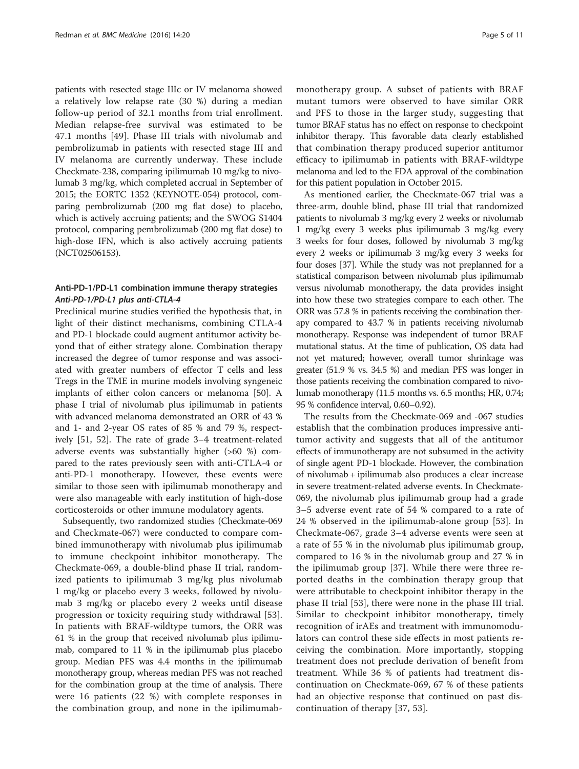patients with resected stage IIIc or IV melanoma showed a relatively low relapse rate (30 %) during a median follow-up period of 32.1 months from trial enrollment. Median relapse-free survival was estimated to be 47.1 months [49]. Phase III trials with nivolumab and pembrolizumab in patients with resected stage III and IV melanoma are currently underway. These include Checkmate-238, comparing ipilimumab 10 mg/kg to nivolumab 3 mg/kg, which completed accrual in September of 2015; the EORTC 1352 (KEYNOTE-054) protocol, comparing pembrolizumab (200 mg flat dose) to placebo, which is actively accruing patients; and the SWOG S1404 protocol, comparing pembrolizumab (200 mg flat dose) to high-dose IFN, which is also actively accruing patients (NCT02506153).

## Anti-PD-1/PD-L1 combination immune therapy strategies

### *Anti-PD-1/PD-L1 plus anti-CTLA-4*

Preclinical murine studies verified the hypothesis that, in light of their distinct mechanisms, combining CTLA-4 and PD-1 blockade could augment antitumor activity beyond that of either strategy alone. Combination therapy increased the degree of tumor response and was associated with greater numbers of effector T cells and less Tregs in the TME in murine models involving syngeneic implants of either colon cancers or melanoma [50]. A phase I trial of nivolumab plus ipilimumab in patients with advanced melanoma demonstrated an ORR of 43 % and 1- and 2-year OS rates of 85 % and 79 %, respectively [51, 52]. The rate of grade 3–4 treatment-related adverse events was substantially higher (>60 %) compared to the rates previously seen with anti-CTLA-4 or anti-PD-1 monotherapy. However, these events were similar to those seen with ipilimumab monotherapy and were also manageable with early institution of high-dose corticosteroids or other immune modulatory agents.

Subsequently, two randomized studies (Checkmate-069 and Checkmate-067) were conducted to compare combined immunotherapy with nivolumab plus ipilimumab to immune checkpoint inhibitor monotherapy. The Checkmate-069, a double-blind phase II trial, randomized patients to ipilimumab 3 mg/kg plus nivolumab 1 mg/kg or placebo every 3 weeks, followed by nivolumab 3 mg/kg or placebo every 2 weeks until disease progression or toxicity requiring study withdrawal [53]. In patients with BRAF-wildtype tumors, the ORR was 61 % in the group that received nivolumab plus ipilimumab, compared to 11 % in the ipilimumab plus placebo group. Median PFS was 4.4 months in the ipilimumab monotherapy group, whereas median PFS was not reached for the combination group at the time of analysis. There were 16 patients (22 %) with complete responses in the combination group, and none in the ipilimumab-monotherapy group. A subset of patients with BRAF mutant tumors were observed to have similar ORR and PFS to those in the larger study, suggesting that tumor BRAF status has no effect on response to checkpoint inhibitor therapy. This favorable data clearly established that combination therapy produced superior antitumor efficacy to ipilimumab in patients with BRAF-wildtype melanoma and led to the FDA approval of the combination for this patient population in October 2015.

As mentioned earlier, the Checkmate-067 trial was a three-arm, double blind, phase III trial that randomized patients to nivolumab 3 mg/kg every 2 weeks or nivolumab 1 mg/kg every 3 weeks plus ipilimumab 3 mg/kg every 3 weeks for four doses, followed by nivolumab 3 mg/kg every 2 weeks or ipilimumab 3 mg/kg every 3 weeks for four doses [37]. While the study was not preplanned for a statistical comparison between nivolumab plus ipilimumab versus nivolumab monotherapy, the data provides insight into how these two strategies compare to each other. The ORR was 57.8 % in patients receiving the combination therapy compared to 43.7 % in patients receiving nivolumab monotherapy. Response was independent of tumor BRAF mutational status. At the time of publication, OS data had not yet matured; however, overall tumor shrinkage was greater (51.9 % vs. 34.5 %) and median PFS was longer in those patients receiving the combination compared to nivolumab monotherapy (11.5 months vs. 6.5 months; HR, 0.74; 95 % confidence interval, 0.60–0.92).

The results from the Checkmate-069 and -067 studies establish that the combination produces impressive antitumor activity and suggests that all of the antitumor effects of immunotherapy are not subsumed in the activity of single agent PD-1 blockade. However, the combination of nivolumab + ipilimumab also produces a clear increase in severe treatment-related adverse events. In Checkmate-069, the nivolumab plus ipilimumab group had a grade 3–5 adverse event rate of 54 % compared to a rate of 24 % observed in the ipilimumab-alone group [53]. In Checkmate-067, grade 3–4 adverse events were seen at a rate of 55 % in the nivolumab plus ipilimumab group, compared to 16 % in the nivolumab group and 27 % in the ipilimumab group [37]. While there were three reported deaths in the combination therapy group that were attributable to checkpoint inhibitor therapy in the phase II trial [53], there were none in the phase III trial. Similar to checkpoint inhibitor monotherapy, timely recognition of irAEs and treatment with immunomodulators can control these side effects in most patients receiving the combination. More importantly, stopping treatment does not preclude derivation of benefit from treatment. While 36 % of patients had treatment discontinuation on Checkmate-069, 67 % of these patients had an objective response that continued on past discontinuation of therapy [37, 53].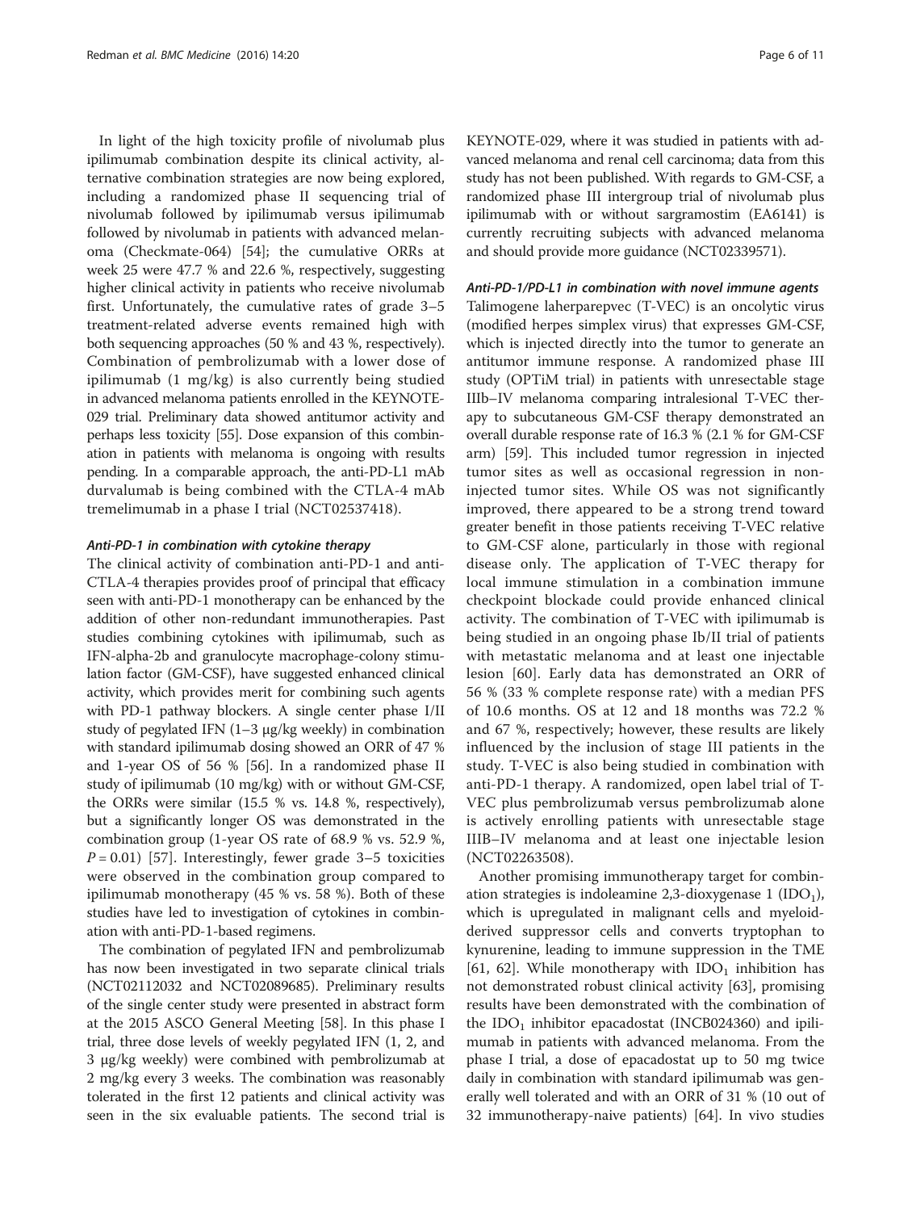In light of the high toxicity profile of nivolumab plus ipilimumab combination despite its clinical activity, alternative combination strategies are now being explored, including a randomized phase II sequencing trial of nivolumab followed by ipilimumab versus ipilimumab followed by nivolumab in patients with advanced melanoma (Checkmate-064) [54]; the cumulative ORRs at week 25 were 47.7 % and 22.6 %, respectively, suggesting higher clinical activity in patients who receive nivolumab first. Unfortunately, the cumulative rates of grade 3–5 treatment-related adverse events remained high with both sequencing approaches (50 % and 43 %, respectively). Combination of pembrolizumab with a lower dose of ipilimumab (1 mg/kg) is also currently being studied in advanced melanoma patients enrolled in the KEYNOTE-029 trial. Preliminary data showed antitumor activity and perhaps less toxicity [55]. Dose expansion of this combination in patients with melanoma is ongoing with results pending. In a comparable approach, the anti-PD-L1 mAb durvalumab is being combined with the CTLA-4 mAb tremelimumab in a phase I trial (NCT02537418).

#### *Anti-PD-1 in combination with cytokine therapy*

The clinical activity of combination anti-PD-1 and anti-CTLA-4 therapies provides proof of principal that efficacy seen with anti-PD-1 monotherapy can be enhanced by the addition of other non-redundant immunotherapies. Past studies combining cytokines with ipilimumab, such as IFN-alpha-2b and granulocyte macrophage-colony stimulation factor (GM-CSF), have suggested enhanced clinical activity, which provides merit for combining such agents with PD-1 pathway blockers. A single center phase I/II study of pegylated IFN (1–3 μg/kg weekly) in combination with standard ipilimumab dosing showed an ORR of 47 % and 1-year OS of 56 % [56]. In a randomized phase II study of ipilimumab (10 mg/kg) with or without GM-CSF, the ORRs were similar (15.5 % vs. 14.8 %, respectively), but a significantly longer OS was demonstrated in the combination group (1-year OS rate of 68.9 % vs. 52.9 %, $P = 0.01$) [57]. Interestingly, fewer grade 3–5 toxicities were observed in the combination group compared to ipilimumab monotherapy (45 % vs. 58 %). Both of these studies have led to investigation of cytokines in combination with anti-PD-1-based regimens.

The combination of pegylated IFN and pembrolizumab has now been investigated in two separate clinical trials (NCT02112032 and NCT02089685). Preliminary results of the single center study were presented in abstract form at the 2015 ASCO General Meeting [58]. In this phase I trial, three dose levels of weekly pegylated IFN (1, 2, and 3 μg/kg weekly) were combined with pembrolizumab at 2 mg/kg every 3 weeks. The combination was reasonably tolerated in the first 12 patients and clinical activity was seen in the six evaluable patients. The second trial is KEYNOTE-029, where it was studied in patients with advanced melanoma and renal cell carcinoma; data from this study has not been published. With regards to GM-CSF, a randomized phase III intergroup trial of nivolumab plus ipilimumab with or without sargramostim (EA6141) is currently recruiting subjects with advanced melanoma and should provide more guidance (NCT02339571).

#### *Anti-PD-1/PD-L1 in combination with novel immune agents*

Talimogene laherparepvec (T-VEC) is an oncolytic virus (modified herpes simplex virus) that expresses GM-CSF, which is injected directly into the tumor to generate an antitumor immune response. A randomized phase III study (OPTiM trial) in patients with unresectable stage IIIb–IV melanoma comparing intralesional T-VEC therapy to subcutaneous GM-CSF therapy demonstrated an overall durable response rate of 16.3 % (2.1 % for GM-CSF arm) [59]. This included tumor regression in injected tumor sites as well as occasional regression in non-injected tumor sites. While OS was not significantly improved, there appeared to be a strong trend toward greater benefit in those patients receiving T-VEC relative to GM-CSF alone, particularly in those with regional disease only. The application of T-VEC therapy for local immune stimulation in a combination immune checkpoint blockade could provide enhanced clinical activity. The combination of T-VEC with ipilimumab is being studied in an ongoing phase Ib/II trial of patients with metastatic melanoma and at least one injectable lesion [60]. Early data has demonstrated an ORR of 56 % (33 % complete response rate) with a median PFS of 10.6 months. OS at 12 and 18 months was 72.2 % and 67 %, respectively; however, these results are likely influenced by the inclusion of stage III patients in the study. T-VEC is also being studied in combination with anti-PD-1 therapy. A randomized, open label trial of T-VEC plus pembrolizumab versus pembrolizumab alone is actively enrolling patients with unresectable stage IIIB–IV melanoma and at least one injectable lesion (NCT02263508).

Another promising immunotherapy target for combination strategies is indoleamine 2,3-dioxygenase 1 ($IDO_1$), which is upregulated in malignant cells and myeloid-derived suppressor cells and converts tryptophan to kynurenine, leading to immune suppression in the TME [61, 62]. While monotherapy with $IDO_1$ inhibition has not demonstrated robust clinical activity [63], promising results have been demonstrated with the combination of the $IDO_1$ inhibitor epacadostat (INCB024360) and ipilimumab in patients with advanced melanoma. From the phase I trial, a dose of epacadostat up to 50 mg twice daily in combination with standard ipilimumab was generally well tolerated and with an ORR of 31 % (10 out of 32 immunotherapy-naive patients) [64]. In vivo studies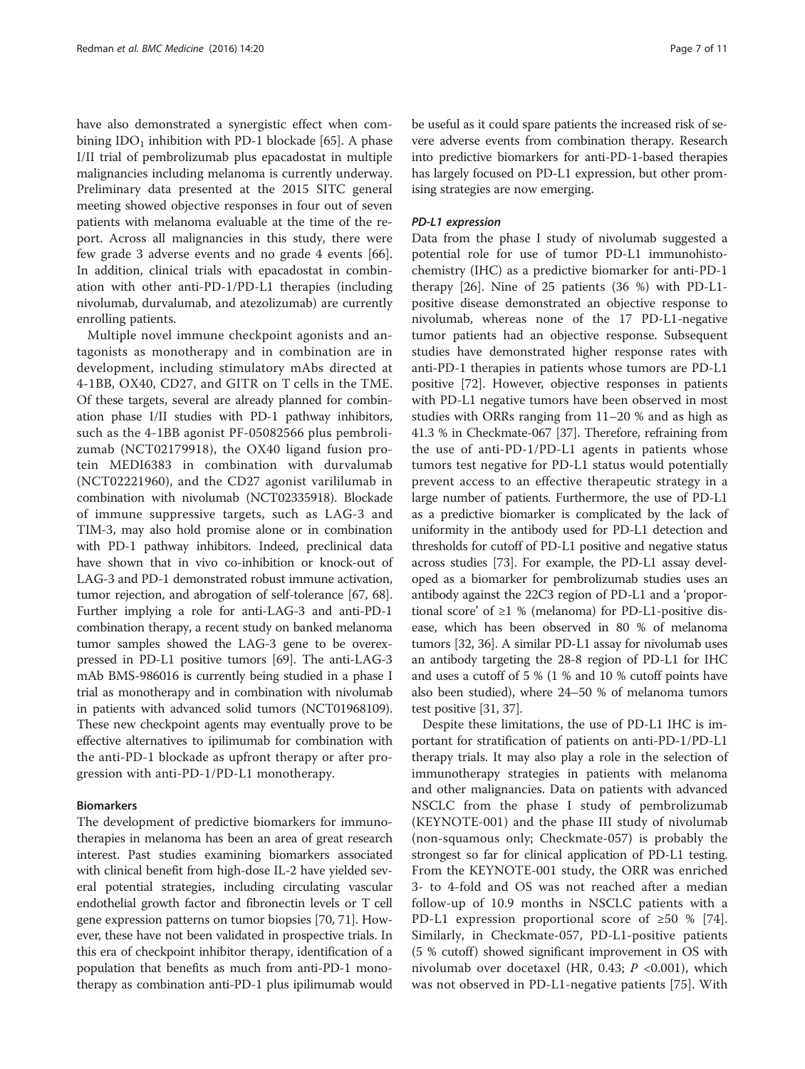have also demonstrated a synergistic effect when combining $IDO_1$ inhibition with PD-1 blockade [65]. A phase I/II trial of pembrolizumab plus epacadostat in multiple malignancies including melanoma is currently underway. Preliminary data presented at the 2015 SITC general meeting showed objective responses in four out of seven patients with melanoma evaluable at the time of the report. Across all malignancies in this study, there were few grade 3 adverse events and no grade 4 events [66]. In addition, clinical trials with epacadostat in combination with other anti-PD-1/PD-L1 therapies (including nivolumab, durvalumab, and atezolizumab) are currently enrolling patients.

Multiple novel immune checkpoint agonists and antagonists as monotherapy and in combination are in development, including stimulatory mAbs directed at 4-1BB, OX40, CD27, and GITR on T cells in the TME. Of these targets, several are already planned for combination phase I/II studies with PD-1 pathway inhibitors, such as the 4-1BB agonist PF-05082566 plus pembrolizumab (NCT02179918), the OX40 ligand fusion protein MEDI6383 in combination with durvalumab (NCT02221960), and the CD27 agonist varililumab in combination with nivolumab (NCT02335918). Blockade of immune suppressive targets, such as LAG-3 and TIM-3, may also hold promise alone or in combination with PD-1 pathway inhibitors. Indeed, preclinical data have shown that in vivo co-inhibition or knock-out of LAG-3 and PD-1 demonstrated robust immune activation, tumor rejection, and abrogation of self-tolerance [67, 68]. Further implying a role for anti-LAG-3 and anti-PD-1 combination therapy, a recent study on banked melanoma tumor samples showed the LAG-3 gene to be overexpressed in PD-L1 positive tumors [69]. The anti-LAG-3 mAb BMS-986016 is currently being studied in a phase I trial as monotherapy and in combination with nivolumab in patients with advanced solid tumors (NCT01968109). These new checkpoint agents may eventually prove to be effective alternatives to ipilimumab for combination with the anti-PD-1 blockade as upfront therapy or after progression with anti-PD-1/PD-L1 monotherapy.

## Biomarkers

The development of predictive biomarkers for immunotherapies in melanoma has been an area of great research interest. Past studies examining biomarkers associated with clinical benefit from high-dose IL-2 have yielded several potential strategies, including circulating vascular endothelial growth factor and fibronectin levels or T cell gene expression patterns on tumor biopsies [70, 71]. However, these have not been validated in prospective trials. In this era of checkpoint inhibitor therapy, identification of a population that benefits as much from anti-PD-1 monotherapy as combination anti-PD-1 plus ipilimumab would be useful as it could spare patients the increased risk of severe adverse events from combination therapy. Research into predictive biomarkers for anti-PD-1-based therapies has largely focused on PD-L1 expression, but other promising strategies are now emerging.

### *PD-L1 expression*

Data from the phase I study of nivolumab suggested a potential role for use of tumor PD-L1 immunohistochemistry (IHC) as a predictive biomarker for anti-PD-1 therapy [26]. Nine of 25 patients (36 %) with PD-L1-positive disease demonstrated an objective response to nivolumab, whereas none of the 17 PD-L1-negative tumor patients had an objective response. Subsequent studies have demonstrated higher response rates with anti-PD-1 therapies in patients whose tumors are PD-L1 positive [72]. However, objective responses in patients with PD-L1 negative tumors have been observed in most studies with ORRs ranging from 11–20 % and as high as 41.3 % in Checkmate-067 [37]. Therefore, refraining from the use of anti-PD-1/PD-L1 agents in patients whose tumors test negative for PD-L1 status would potentially prevent access to an effective therapeutic strategy in a large number of patients. Furthermore, the use of PD-L1 as a predictive biomarker is complicated by the lack of uniformity in the antibody used for PD-L1 detection and thresholds for cutoff of PD-L1 positive and negative status across studies [73]. For example, the PD-L1 assay developed as a biomarker for pembrolizumab studies uses an antibody against the 22C3 region of PD-L1 and a 'proportional score' of ≥1 % (melanoma) for PD-L1-positive disease, which has been observed in 80 % of melanoma tumors [32, 36]. A similar PD-L1 assay for nivolumab uses an antibody targeting the 28-8 region of PD-L1 for IHC and uses a cutoff of 5 % (1 % and 10 % cutoff points have also been studied), where 24–50 % of melanoma tumors test positive [31, 37].

Despite these limitations, the use of PD-L1 IHC is important for stratification of patients on anti-PD-1/PD-L1 therapy trials. It may also play a role in the selection of immunotherapy strategies in patients with melanoma and other malignancies. Data on patients with advanced NSCLC from the phase I study of pembrolizumab (KEYNOTE-001) and the phase III study of nivolumab (non-squamous only; Checkmate-057) is probably the strongest so far for clinical application of PD-L1 testing. From the KEYNOTE-001 study, the ORR was enriched 3- to 4-fold and OS was not reached after a median follow-up of 10.9 months in NSCLC patients with a PD-L1 expression proportional score of ≥50 % [74]. Similarly, in Checkmate-057, PD-L1-positive patients (5 % cutoff) showed significant improvement in OS with nivolumab over docetaxel (HR, 0.43; $P$ <0.001), which was not observed in PD-L1-negative patients [75]. With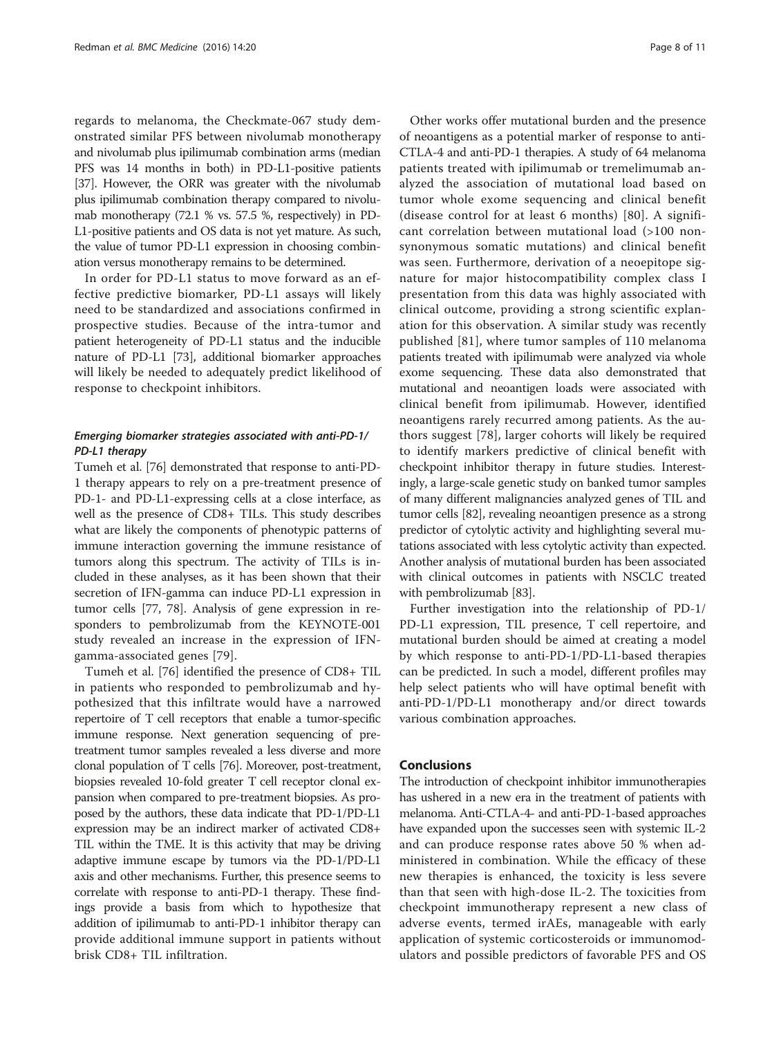regards to melanoma, the Checkmate-067 study demonstrated similar PFS between nivolumab monotherapy and nivolumab plus ipilimumab combination arms (median PFS was 14 months in both) in PD-L1-positive patients [37]. However, the ORR was greater with the nivolumab plus ipilimumab combination therapy compared to nivolumab monotherapy (72.1 % vs. 57.5 %, respectively) in PD-L1-positive patients and OS data is not yet mature. As such, the value of tumor PD-L1 expression in choosing combination versus monotherapy remains to be determined.

In order for PD-L1 status to move forward as an effective predictive biomarker, PD-L1 assays will likely need to be standardized and associations confirmed in prospective studies. Because of the intra-tumor and patient heterogeneity of PD-L1 status and the inducible nature of PD-L1 [73], additional biomarker approaches will likely be needed to adequately predict likelihood of response to checkpoint inhibitors.

### *Emerging biomarker strategies associated with anti-PD-1/PD-L1 therapy*

Tumeh et al. [76] demonstrated that response to anti-PD-1 therapy appears to rely on a pre-treatment presence of PD-1- and PD-L1-expressing cells at a close interface, as well as the presence of CD8+ TILs. This study describes what are likely the components of phenotypic patterns of immune interaction governing the immune resistance of tumors along this spectrum. The activity of TILs is included in these analyses, as it has been shown that their secretion of IFN-gamma can induce PD-L1 expression in tumor cells [77, 78]. Analysis of gene expression in responders to pembrolizumab from the KEYNOTE-001 study revealed an increase in the expression of IFN-gamma-associated genes [79].

Tumeh et al. [76] identified the presence of CD8+ TIL in patients who responded to pembrolizumab and hypothesized that this infiltrate would have a narrowed repertoire of T cell receptors that enable a tumor-specific immune response. Next generation sequencing of pre-treatment tumor samples revealed a less diverse and more clonal population of T cells [76]. Moreover, post-treatment, biopsies revealed 10-fold greater T cell receptor clonal expansion when compared to pre-treatment biopsies. As proposed by the authors, these data indicate that PD-1/PD-L1 expression may be an indirect marker of activated CD8+ TIL within the TME. It is this activity that may be driving adaptive immune escape by tumors via the PD-1/PD-L1 axis and other mechanisms. Further, this presence seems to correlate with response to anti-PD-1 therapy. These findings provide a basis from which to hypothesize that addition of ipilimumab to anti-PD-1 inhibitor therapy can provide additional immune support in patients without brisk CD8+ TIL infiltration.

Other works offer mutational burden and the presence of neoantigens as a potential marker of response to anti-CTLA-4 and anti-PD-1 therapies. A study of 64 melanoma patients treated with ipilimumab or tremelimumab analyzed the association of mutational load based on tumor whole exome sequencing and clinical benefit (disease control for at least 6 months) [80]. A significant correlation between mutational load (>100 nonsynonymous somatic mutations) and clinical benefit was seen. Furthermore, derivation of a neoepitope signature for major histocompatibility complex class I presentation from this data was highly associated with clinical outcome, providing a strong scientific explanation for this observation. A similar study was recently published [81], where tumor samples of 110 melanoma patients treated with ipilimumab were analyzed via whole exome sequencing. These data also demonstrated that mutational and neoantigen loads were associated with clinical benefit from ipilimumab. However, identified neoantigens rarely recurred among patients. As the authors suggest [78], larger cohorts will likely be required to identify markers predictive of clinical benefit with checkpoint inhibitor therapy in future studies. Interestingly, a large-scale genetic study on banked tumor samples of many different malignancies analyzed genes of TIL and tumor cells [82], revealing neoantigen presence as a strong predictor of cytolytic activity and highlighting several mutations associated with less cytolytic activity than expected. Another analysis of mutational burden has been associated with clinical outcomes in patients with NSCLC treated with pembrolizumab [83].

Further investigation into the relationship of PD-1/PD-L1 expression, TIL presence, T cell repertoire, and mutational burden should be aimed at creating a model by which response to anti-PD-1/PD-L1-based therapies can be predicted. In such a model, different profiles may help select patients who will have optimal benefit with anti-PD-1/PD-L1 monotherapy and/or direct towards various combination approaches.

## Conclusions

The introduction of checkpoint inhibitor immunotherapies has ushered in a new era in the treatment of patients with melanoma. Anti-CTLA-4- and anti-PD-1-based approaches have expanded upon the successes seen with systemic IL-2 and can produce response rates above 50 % when administered in combination. While the efficacy of these new therapies is enhanced, the toxicity is less severe than that seen with high-dose IL-2. The toxicities from checkpoint immunotherapy represent a new class of adverse events, termed irAEs, manageable with early application of systemic corticosteroids or immunomodulators and possible predictors of favorable PFS and OS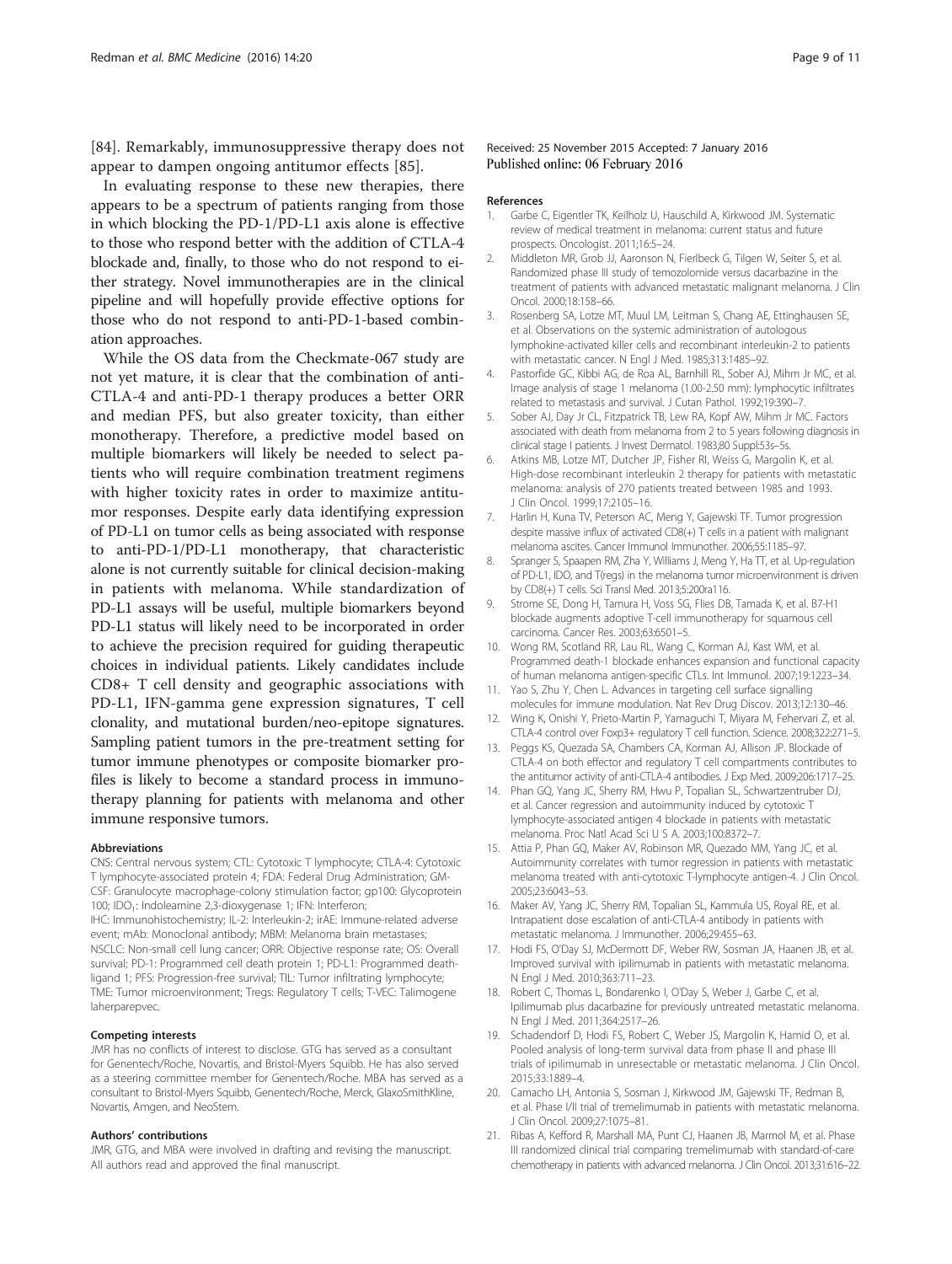[84]. Remarkably, immunosuppressive therapy does not appear to dampen ongoing antitumor effects [85].

In evaluating response to these new therapies, there appears to be a spectrum of patients ranging from those in which blocking the PD-1/PD-L1 axis alone is effective to those who respond better with the addition of CTLA-4 blockade and, finally, to those who do not respond to either strategy. Novel immunotherapies are in the clinical pipeline and will hopefully provide effective options for those who do not respond to anti-PD-1-based combination approaches.

While the OS data from the Checkmate-067 study are not yet mature, it is clear that the combination of anti-CTLA-4 and anti-PD-1 therapy produces a better ORR and median PFS, but also greater toxicity, than either monotherapy. Therefore, a predictive model based on multiple biomarkers will likely be needed to select patients who will require combination treatment regimens with higher toxicity rates in order to maximize antitumor responses. Despite early data identifying expression of PD-L1 on tumor cells as being associated with response to anti-PD-1/PD-L1 monotherapy, that characteristic alone is not currently suitable for clinical decision-making in patients with melanoma. While standardization of PD-L1 assays will be useful, multiple biomarkers beyond PD-L1 status will likely need to be incorporated in order to achieve the precision required for guiding therapeutic choices in individual patients. Likely candidates include CD8+ T cell density and geographic associations with PD-L1, IFN-gamma gene expression signatures, T cell clonality, and mutational burden/neo-epitope signatures. Sampling patient tumors in the pre-treatment setting for tumor immune phenotypes or composite biomarker profiles is likely to become a standard process in immunotherapy planning for patients with melanoma and other immune responsive tumors.

#### Abbreviations

CNS: Central nervous system; CTL: Cytotoxic T lymphocyte; CTLA-4: Cytotoxic T lymphocyte-associated protein 4; FDA: Federal Drug Administration; GM-CSF: Granulocyte macrophage-colony stimulation factor; gp100: Glycoprotein 100; $IDO_1$: Indoleamine 2,3-dioxygenase 1; IFN: Interferon; IHC: Immunohistochemistry; IL-2: Interleukin-2; irAE: Immune-related adverse event; mAb: Monoclonal antibody; MBM: Melanoma brain metastases; NSCLC: Non-small cell lung cancer; ORR: Objective response rate; OS: Overall survival; PD-1: Programmed cell death protein 1; PD-L1: Programmed death-ligand 1; PFS: Progression-free survival; TIL: Tumor infiltrating lymphocyte; TME: Tumor microenvironment; Tregs: Regulatory T cells; T-VEC: Talimogene laherparepvec.

#### Competing interests

JMR has no conflicts of interest to disclose. GTG has served as a consultant for Genentech/Roche, Novartis, and Bristol-Myers Squibb. He has also served as a steering committee member for Genentech/Roche. MBA has served as a consultant to Bristol-Myers Squibb, Genentech/Roche, Merck, GlaxoSmithKline, Novartis, Amgen, and NeoStem.

#### Authors' contributions

JMR, GTG, and MBA were involved in drafting and revising the manuscript. All authors read and approved the final manuscript.

Received: 25 November 2015 Accepted: 7 January 2016
Published online: 06 February 2016

#### References

1. Garbe C, Eigentler TK, Keilholz U, Hauschild A, Kirkwood JM. Systematic review of medical treatment in melanoma: current status and future prospects. Oncologist. 2011;16:5–24.
2. Middleton MR, Grob JJ, Aaronson N, Fierlbeck G, Tilgen W, Seiter S, et al. Randomized phase III study of temozolomide versus dacarbazine in the treatment of patients with advanced metastatic malignant melanoma. J Clin Oncol. 2000;18:158–66.
3. Rosenberg SA, Lotze MT, Muul LM, Leitman S, Chang AE, Ettinghausen SE, et al. Observations on the systemic administration of autologous lymphokine-activated killer cells and recombinant interleukin-2 to patients with metastatic cancer. N Engl J Med. 1985;313:1485–92.
4. Pastorfide GC, Kibbi AG, de Roa AL, Barnhill RL, Sober AJ, Mihm Jr MC, et al. Image analysis of stage 1 melanoma (1.00-2.50 mm): lymphocytic infiltrates related to metastasis and survival. J Cutan Pathol. 1992;19:390–7.
5. Sober AJ, Day Jr CL, Fitzpatrick TB, Lew RA, Kopf AW, Mihm Jr MC. Factors associated with death from melanoma from 2 to 5 years following diagnosis in clinical stage I patients. J Invest Dermatol. 1983;80 Suppl:53s–5s.
6. Atkins MB, Lotze MT, Dutcher JP, Fisher RI, Weiss G, Margolin K, et al. High-dose recombinant interleukin 2 therapy for patients with metastatic melanoma: analysis of 270 patients treated between 1985 and 1993. J Clin Oncol. 1999;17:2105–16.
7. Harlin H, Kuna TV, Peterson AC, Meng Y, Gajewski TF. Tumor progression despite massive influx of activated CD8(+) T cells in a patient with malignant melanoma ascites. Cancer Immunol Immunother. 2006;55:1185–97.
8. Spranger S, Spaapen RM, Zha Y, Williams J, Meng Y, Ha TT, et al. Up-regulation of PD-L1, IDO, and T(regs) in the melanoma tumor microenvironment is driven by CD8(+) T cells. Sci Transl Med. 2013;5:200ra116.
9. Strome SE, Dong H, Tamura H, Voss SG, Flies DB, Tamada K, et al. B7-H1 blockade augments adoptive T-cell immunotherapy for squamous cell carcinoma. Cancer Res. 2003;63:6501–5.
10. Wong RM, Scotland RR, Lau RL, Wang C, Korman AJ, Kast WM, et al. Programmed death-1 blockade enhances expansion and functional capacity of human melanoma antigen-specific CTLs. Int Immunol. 2007;19:1223–34.
11. Yao S, Zhu Y, Chen L. Advances in targeting cell surface signalling molecules for immune modulation. Nat Rev Drug Discov. 2013;12:130–46.
12. Wing K, Onishi Y, Prieto-Martin P, Yamaguchi T, Miyara M, Fehervari Z, et al. CTLA-4 control over Foxp3+ regulatory T cell function. Science. 2008;322:271–5.
13. Peggs KS, Quezada SA, Chambers CA, Korman AJ, Allison JP. Blockade of CTLA-4 on both effector and regulatory T cell compartments contributes to the antitumor activity of anti-CTLA-4 antibodies. J Exp Med. 2009;206:1717–25.
14. Phan GQ, Yang JC, Sherry RM, Hwu P, Topalian SL, Schwartzentruber DJ, et al. Cancer regression and autoimmunity induced by cytotoxic T lymphocyte-associated antigen 4 blockade in patients with metastatic melanoma. Proc Natl Acad Sci U S A. 2003;100:8372–7.
15. Attia P, Phan GQ, Maker AV, Robinson MR, Quezado MM, Yang JC, et al. Autoimmunity correlates with tumor regression in patients with metastatic melanoma treated with anti-cytotoxic T-lymphocyte antigen-4. J Clin Oncol. 2005;23:6043–53.
16. Maker AV, Yang JC, Sherry RM, Topalian SL, Kammula US, Royal RE, et al. Intrapatient dose escalation of anti-CTLA-4 antibody in patients with metastatic melanoma. J Immunother. 2006;29:455–63.
17. Hodi FS, O'Day SJ, McDermott DF, Weber RW, Sosman JA, Haanen JB, et al. Improved survival with ipilimumab in patients with metastatic melanoma. N Engl J Med. 2010;363:711–23.
18. Robert C, Thomas L, Bondarenko I, O'Day S, Weber J, Garbe C, et al. Ipilimumab plus dacarbazine for previously untreated metastatic melanoma. N Engl J Med. 2011;364:2517–26.
19. Schadendorf D, Hodi FS, Robert C, Weber JS, Margolin K, Hamid O, et al. Pooled analysis of long-term survival data from phase II and phase III trials of ipilimumab in unresectable or metastatic melanoma. J Clin Oncol. 2015;33:1889–4.
20. Camacho LH, Antonia S, Sosman J, Kirkwood JM, Gajewski TF, Redman B, et al. Phase I/II trial of tremelimumab in patients with metastatic melanoma. J Clin Oncol. 2009;27:1075–81.
21. Ribas A, Kefford R, Marshall MA, Punt CJ, Haanen JB, Marmol M, et al. Phase III randomized clinical trial comparing tremelimumab with standard-of-care chemotherapy in patients with advanced melanoma. J Clin Oncol. 2013;31:616–22.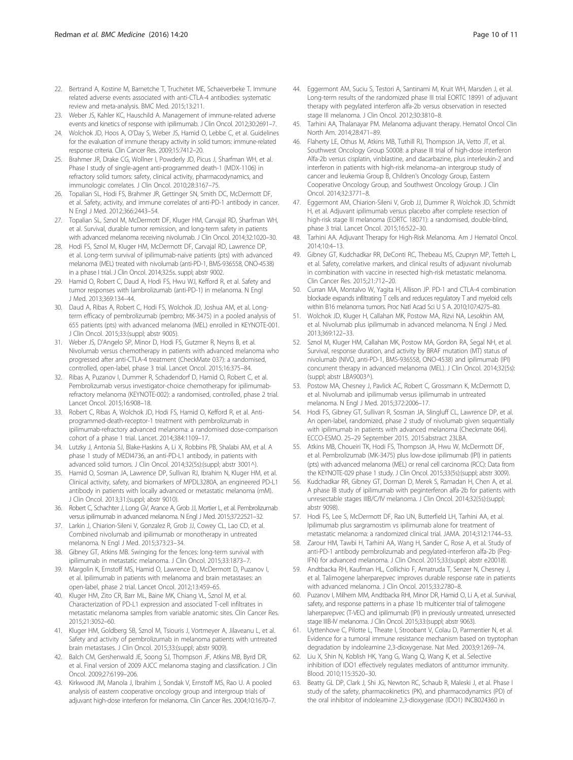22. Bertrand A, Kostine M, Barnetche T, Truchetet ME, Schaeverbeke T. Immune related adverse events associated with anti-CTLA-4 antibodies: systematic review and meta-analysis. BMC Med. 2015;13:211.
23. Weber JS, Kahler KC, Hauschild A. Management of immune-related adverse events and kinetics of response with ipilimumab. J Clin Oncol. 2012;30:2691–7.
24. Wolchok JD, Hoos A, O'Day S, Weber JS, Hamid O, Lebbe C, et al. Guidelines for the evaluation of immune therapy activity in solid tumors: immune-related response criteria. Clin Cancer Res. 2009;15:7412–20.
25. Brahmer JR, Drake CG, Wollner I, Powderly JD, Picus J, Sharfman WH, et al. Phase I study of single-agent anti-programmed death-1 (MDX-1106) in refractory solid tumors: safety, clinical activity, pharmacodynamics, and immunologic correlates. J Clin Oncol. 2010;28:3167–75.
26. Topalian SL, Hodi FS, Brahmer JR, Gettinger SN, Smith DC, McDermott DF, et al. Safety, activity, and immune correlates of anti-PD-1 antibody in cancer. N Engl J Med. 2012;366:2443–54.
27. Topalian SL, Sznol M, McDermott DF, Kluger HM, Carvajal RD, Sharfman WH, et al. Survival, durable tumor remission, and long-term safety in patients with advanced melanoma receiving nivolumab. J Clin Oncol. 2014;32:1020–30.
28. Hodi FS, Sznol M, Kluger HM, McDermott DF, Carvajal RD, Lawrence DP, et al. Long-term survival of ipilimumab-naive patients (pts) with advanced melanoma (MEL) treated with nivolumab (anti-PD-1, BMS-936558, ONO-4538) in a phase I trial. J Clin Oncol. 2014;32:5s. suppl; abstr 9002.
29. Hamid O, Robert C, Daud A, Hodi FS, Hwu WJ, Kefford R, et al. Safety and tumor responses with lambrolizumab (anti-PD-1) in melanoma. N Engl J Med. 2013;369:134–44.
30. Daud A, Ribas A, Robert C, Hodi FS, Wolchok JD, Joshua AM, et al. Long-term efficacy of pembrolizumab (pembro; MK-3475) in a pooled analysis of 655 patients (pts) with advanced melanoma (MEL) enrolled in KEYNOTE-001. J Clin Oncol. 2015;33:(suppl; abstr 9005).
31. Weber JS, D'Angelo SP, Minor D, Hodi FS, Gutzmer R, Neyns B, et al. Nivolumab versus chemotherapy in patients with advanced melanoma who progressed after anti-CTLA-4 treatment (CheckMate 037): a randomised, controlled, open-label, phase 3 trial. Lancet Oncol. 2015;16:375–84.
32. Ribas A, Puzanov I, Dummer R, Schadendorf D, Hamid O, Robert C, et al. Pembrolizumab versus investigator-choice chemotherapy for ipilimumab-refractory melanoma (KEYNOTE-002): a randomised, controlled, phase 2 trial. Lancet Oncol. 2015;16:908–18.
33. Robert C, Ribas A, Wolchok JD, Hodi FS, Hamid O, Kefford R, et al. Anti-programmed-death-receptor-1 treatment with pembrolizumab in ipilimumab-refractory advanced melanoma: a randomised dose-comparison cohort of a phase 1 trial. Lancet. 2014;384:1109–17.
34. Lutzky J, Antonia SJ, Blake-Haskins A, Li X, Robbins PB, Shalabi AM, et al. A phase 1 study of MEDI4736, an anti-PD-L1 antibody, in patients with advanced solid tumors. J Clin Oncol. 2014;32(5s):(suppl; abstr 3001^).
35. Hamid O, Sosman JA, Lawrence DP, Sullivan RJ, Ibrahim N, Kluger HM, et al. Clinical activity, safety, and biomarkers of MPDL3280A, an engineered PD-L1 antibody in patients with locally advanced or metastatic melanoma (mM). J Clin Oncol. 2013;31:(suppl; abstr 9010).
36. Robert C, Schachter J, Long GV, Arance A, Grob JJ, Mortier L, et al. Pembrolizumab versus ipilimumab in advanced melanoma. N Engl J Med. 2015;372:2521–32.
37. Larkin J, Chiarion-Sileni V, Gonzalez R, Grob JJ, Cowey CL, Lao CD, et al. Combined nivolumab and ipilimumab or monotherapy in untreated melanoma. N Engl J Med. 2015;373:23–34.
38. Gibney GT, Atkins MB. Swinging for the fences: long-term survival with ipilimumab in metastatic melanoma. J Clin Oncol. 2015;33:1873–7.
39. Margolin K, Ernstoff MS, Hamid O, Lawrence D, McDermott D, Puzanov I, et al. Ipilimumab in patients with melanoma and brain metastases: an open-label, phase 2 trial. Lancet Oncol. 2012;13:459–65.
40. Kluger HM, Zito CR, Barr ML, Baine MK, Chiang VL, Sznol M, et al. Characterization of PD-L1 expression and associated T-cell infiltrates in metastatic melanoma samples from variable anatomic sites. Clin Cancer Res. 2015;21:3052–60.
41. Kluger HM, Goldberg SB, Sznol M, Tsiouris J, Vortmeyer A, Jilaveanu L, et al. Safety and activity of pembrolizumab in melanoma patients with untreated brain metastases. J Clin Oncol. 2015;33:(suppl; abstr 9009).
42. Balch CM, Gershenwald JE, Soong SJ, Thompson JF, Atkins MB, Byrd DR, et al. Final version of 2009 AJCC melanoma staging and classification. J Clin Oncol. 2009;27:6199–206.
43. Kirkwood JM, Manola J, Ibrahim J, Sondak V, Ernstoff MS, Rao U. A pooled analysis of eastern cooperative oncology group and intergroup trials of adjuvant high-dose interferon for melanoma. Clin Cancer Res. 2004;10:1670–7.
44. Eggermont AM, Suciu S, Testori A, Santinami M, Kruit WH, Marsden J, et al. Long-term results of the randomized phase III trial EORTC 18991 of adjuvant therapy with pegylated interferon alfa-2b versus observation in resected stage III melanoma. J Clin Oncol. 2012;30:3810–8.
45. Tarhini AA, Thalanayar PM. Melanoma adjuvant therapy. Hematol Oncol Clin North Am. 2014;28:471–89.
46. Flaherty LE, Othus M, Atkins MB, Tuthill RJ, Thompson JA, Vetto JT, et al. Southwest Oncology Group S0008: a phase III trial of high-dose interferon Alfa-2b versus cisplatin, vinblastine, and dacarbazine, plus interleukin-2 and interferon in patients with high-risk melanoma–an intergroup study of cancer and leukemia Group B, Children's Oncology Group, Eastern Cooperative Oncology Group, and Southwest Oncology Group. J Clin Oncol. 2014;32:3771–8.
47. Eggermont AM, Chiarion-Sileni V, Grob JJ, Dummer R, Wolchok JD, Schmidt H, et al. Adjuvant ipilimumab versus placebo after complete resection of high-risk stage III melanoma (EORTC 18071): a randomised, double-blind, phase 3 trial. Lancet Oncol. 2015;16:522–30.
48. Tarhini AA. Adjuvant Therapy for High-Risk Melanoma. Am J Hematol Oncol. 2014;10:4–13.
49. Gibney GT, Kudchadkar RR, DeConti RC, Thebeau MS, Czupryn MP, Tetteh L, et al. Safety, correlative markers, and clinical results of adjuvant nivolumab in combination with vaccine in resected high-risk metastatic melanoma. Clin Cancer Res. 2015;21:712–20.
50. Curran MA, Montalvo W, Yagita H, Allison JP. PD-1 and CTLA-4 combination blockade expands infiltrating T cells and reduces regulatory T and myeloid cells within B16 melanoma tumors. Proc Natl Acad Sci U S A. 2010;107:4275–80.
51. Wolchok JD, Kluger H, Callahan MK, Postow MA, Rizvi NA, Lesokhin AM, et al. Nivolumab plus ipilimumab in advanced melanoma. N Engl J Med. 2013;369:122–33.
52. Sznol M, Kluger HM, Callahan MK, Postow MA, Gordon RA, Segal NH, et al. Survival, response duration, and activity by BRAF mutation (MT) status of nivolumab (NIVO, anti-PD-1, BMS-936558, ONO-4538) and ipilimumab (IPI) concurrent therapy in advanced melanoma (MEL). J Clin Oncol. 2014;32(5s):(suppl; abstr LBA9003^).
53. Postow MA, Chesney J, Pavlick AC, Robert C, Grossmann K, McDermott D, et al. Nivolumab and ipilimumab versus ipilimumab in untreated melanoma. N Engl J Med. 2015;372:2006–17.
54. Hodi FS, Gibney GT, Sullivan R, Sosman JA, Slingluff CL, Lawrence DP, et al. An open-label, randomized, phase 2 study of nivolumab given sequentially with ipilimumab in patients with advanced melanoma (Checkmate 064). ECCO-ESMO. 25–29 September 2015. 2015:abstract 23LBA.
55. Atkins MB, Choueiri TK, Hodi FS, Thompson JA, Hwu W, McDermott DF, et al. Pembrolizumab (MK-3475) plus low-dose ipilimumab (IPI) in patients (pts) with advanced melanoma (MEL) or renal cell carcinoma (RCC): Data from the KEYNOTE-029 phase 1 study. J Clin Oncol. 2015;33(5s):(suppl; abstr 3009).
56. Kudchadkar RR, Gibney GT, Dorman D, Merek S, Ramadan H, Chen A, et al. A phase IB study of ipilimumab with peginterferon alfa-2b for patients with unresectable stages IIIB/C/IV melanoma. J Clin Oncol. 2014;32(5s):(suppl; abstr 9098).
57. Hodi FS, Lee S, McDermott DF, Rao UN, Butterfield LH, Tarhini AA, et al. Ipilimumab plus sargramostim vs ipilimumab alone for treatment of metastatic melanoma: a randomized clinical trial. JAMA. 2014;312:1744–53.
58. Zarour HM, Tawbi H, Tarhini AA, Wang H, Sander C, Rose A, et al. Study of anti-PD-1 antibody pembrolizumab and pegylated-interferon alfa-2b (Peg-IFN) for advanced melanoma. J Clin Oncol. 2015;33:(suppl; abstr e20018).
59. Andtbacka RH, Kaufman HL, Collichio F, Amatruda T, Senzer N, Chesney J, et al. Talimogene laherparepvec improves durable response rate in patients with advanced melanoma. J Clin Oncol. 2015;33:2780–8.
60. Puzanov I, Milhem MM, Andtbacka RHI, Minor DR, Hamid O, Li A, et al. Survival, safety, and response patterns in a phase 1b multicenter trial of talimogene laherparepvec (T-VEC) and ipilimumab (IPI) in previously untreated, unresected stage IIIB-IV melanoma. J Clin Oncol. 2015;33:(suppl; abstr 9063).
61. Uyttenhove C, Pilotte L, Theate I, Stroobant V, Colau D, Parmentier N, et al. Evidence for a tumoral immune resistance mechanism based on tryptophan degradation by indoleamine 2,3-dioxygenase. Nat Med. 2003;9:1269–74.
62. Liu X, Shin N, Koblish HK, Yang G, Wang Q, Wang K, et al. Selective inhibition of IDO1 effectively regulates mediators of antitumor immunity. Blood. 2010;115:3520–30.
63. Beatty GL DP, Clark J, Shi JG, Newton RC, Schaub R, Maleski J, et al. Phase I study of the safety, pharmacokinetics (PK), and pharmacodynamics (PD) of the oral inhibitor of indoleamine 2,3-dioxygenase (IDO1) INCB024360 in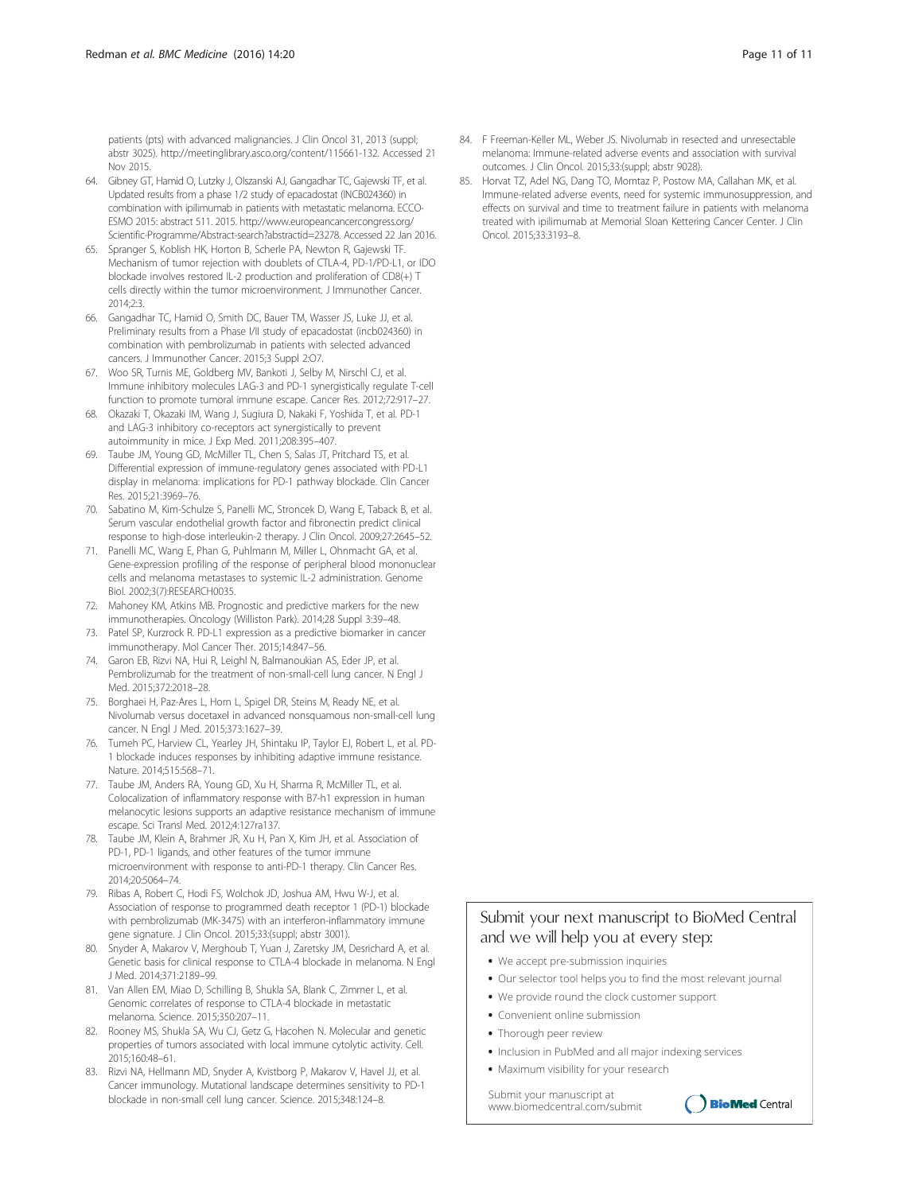patients (pts) with advanced malignancies. J Clin Oncol 31, 2013 (suppl; abstr 3025). http://meetinglibrary.asco.org/content/115661-132. Accessed 21 Nov 2015.

64. Gibney GT, Hamid O, Lutzky J, Olszanski AJ, Gangadhar TC, Gajewski TF, et al. Updated results from a phase 1/2 study of epacadostat (INCB024360) in combination with ipilimumab in patients with metastatic melanoma. ECCO-ESMO 2015: abstract 511. 2015. http://www.europeancancercongress.org/Scientific-Programme/Abstract-search?abstractid=23278. Accessed 22 Jan 2016.
65. Spranger S, Koblish HK, Horton B, Scherle PA, Newton R, Gajewski TF. Mechanism of tumor rejection with doublets of CTLA-4, PD-1/PD-L1, or IDO blockade involves restored IL-2 production and proliferation of CD8(+) T cells directly within the tumor microenvironment. J Immunother Cancer. 2014;2:3.
66. Gangadhar TC, Hamid O, Smith DC, Bauer TM, Wasser JS, Luke JJ, et al. Preliminary results from a Phase I/II study of epacadostat (incb024360) in combination with pembrolizumab in patients with selected advanced cancers. J Immunother Cancer. 2015;3 Suppl 2:O7.
67. Woo SR, Turnis ME, Goldberg MV, Bankoti J, Selby M, Nirschl CJ, et al. Immune inhibitory molecules LAG-3 and PD-1 synergistically regulate T-cell function to promote tumoral immune escape. Cancer Res. 2012;72:917–27.
68. Okazaki T, Okazaki IM, Wang J, Sugiura D, Nakaki F, Yoshida T, et al. PD-1 and LAG-3 inhibitory co-receptors act synergistically to prevent autoimmunity in mice. J Exp Med. 2011;208:395–407.
69. Taube JM, Young GD, McMiller TL, Chen S, Salas JT, Pritchard TS, et al. Differential expression of immune-regulatory genes associated with PD-L1 display in melanoma: implications for PD-1 pathway blockade. Clin Cancer Res. 2015;21:3969–76.
70. Sabatino M, Kim-Schulze S, Panelli MC, Stroncek D, Wang E, Taback B, et al. Serum vascular endothelial growth factor and fibronectin predict clinical response to high-dose interleukin-2 therapy. J Clin Oncol. 2009;27:2645–52.
71. Panelli MC, Wang E, Phan G, Puhlmann M, Miller L, Ohnmacht GA, et al. Gene-expression profiling of the response of peripheral blood mononuclear cells and melanoma metastases to systemic IL-2 administration. Genome Biol. 2002;3(7):RESEARCH0035.
72. Mahoney KM, Atkins MB. Prognostic and predictive markers for the new immunotherapies. Oncology (Williston Park). 2014;28 Suppl 3:39–48.
73. Patel SP, Kurzrock R. PD-L1 expression as a predictive biomarker in cancer immunotherapy. Mol Cancer Ther. 2015;14:847–56.
74. Garon EB, Rizvi NA, Hui R, Leighl N, Balmanoukian AS, Eder JP, et al. Pembrolizumab for the treatment of non-small-cell lung cancer. N Engl J Med. 2015;372:2018–28.
75. Borghaei H, Paz-Ares L, Horn L, Spigel DR, Steins M, Ready NE, et al. Nivolumab versus docetaxel in advanced nonsquamous non-small-cell lung cancer. N Engl J Med. 2015;373:1627–39.
76. Tumeh PC, Harview CL, Yearley JH, Shintaku IP, Taylor EJ, Robert L, et al. PD-1 blockade induces responses by inhibiting adaptive immune resistance. Nature. 2014;515:568–71.
77. Taube JM, Anders RA, Young GD, Xu H, Sharma R, McMiller TL, et al. Colocalization of inflammatory response with B7-h1 expression in human melanocytic lesions supports an adaptive resistance mechanism of immune escape. Sci Transl Med. 2012;4:127ra137.
78. Taube JM, Klein A, Brahmer JR, Xu H, Pan X, Kim JH, et al. Association of PD-1, PD-1 ligands, and other features of the tumor immune microenvironment with response to anti-PD-1 therapy. Clin Cancer Res. 2014;20:5064–74.
79. Ribas A, Robert C, Hodi FS, Wolchok JD, Joshua AM, Hwu W-J, et al. Association of response to programmed death receptor 1 (PD-1) blockade with pembrolizumab (MK-3475) with an interferon-inflammatory immune gene signature. J Clin Oncol. 2015;33:(suppl; abstr 3001).
80. Snyder A, Makarov V, Merghoub T, Yuan J, Zaretsky JM, Desrichard A, et al. Genetic basis for clinical response to CTLA-4 blockade in melanoma. N Engl J Med. 2014;371:2189–99.
81. Van Allen EM, Miao D, Schilling B, Shukla SA, Blank C, Zimmer L, et al. Genomic correlates of response to CTLA-4 blockade in metastatic melanoma. Science. 2015;350:207–11.
82. Rooney MS, Shukla SA, Wu CJ, Getz G, Hacohen N. Molecular and genetic properties of tumors associated with local immune cytolytic activity. Cell. 2015;160:48–61.
83. Rizvi NA, Hellmann MD, Snyder A, Kvistborg P, Makarov V, Havel JJ, et al. Cancer immunology. Mutational landscape determines sensitivity to PD-1 blockade in non-small cell lung cancer. Science. 2015;348:124–8.
84. F Freeman-Keller ML, Weber JS. Nivolumab in resected and unresectable melanoma: Immune-related adverse events and association with survival outcomes. J Clin Oncol. 2015;33:(suppl; abstr 9028).
85. Horvat TZ, Adel NG, Dang TO, Momtaz P, Postow MA, Callahan MK, et al. Immune-related adverse events, need for systemic immunosuppression, and effects on survival and time to treatment failure in patients with melanoma treated with ipilimumab at Memorial Sloan Kettering Cancer Center. J Clin Oncol. 2015;33:3193–8.

Submit your next manuscript to BioMed Central and we will help you at every step:

- We accept pre-submission inquiries
- Our selector tool helps you to find the most relevant journal
- We provide round the clock customer support
- Convenient online submission
- Thorough peer review
- Inclusion in PubMed and all major indexing services
- Maximum visibility for your research

Submit your manuscript at
www.biomedcentral.com/submit

BioMed Central